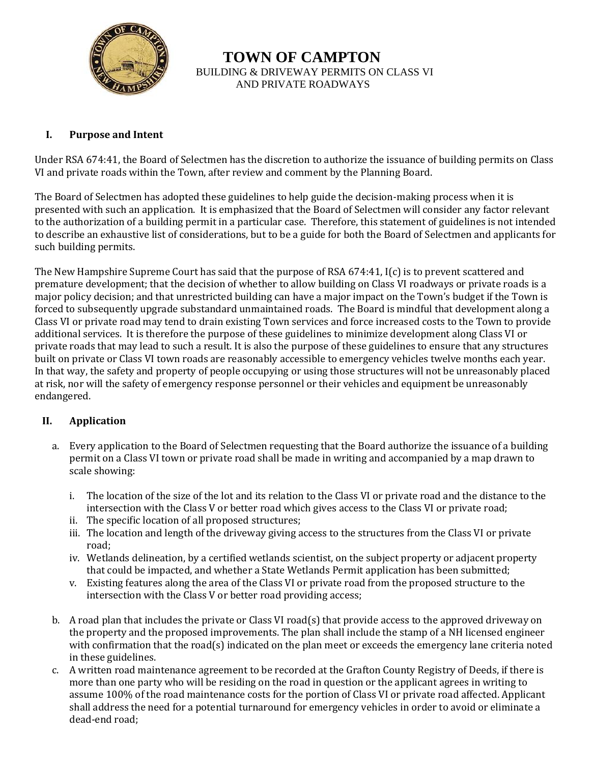# TOWN OF CAMPTON

BUILDING & DRIVEWAY PERMITS ON CLASS VI AND PRIVATE ROADWAYS

## I. Purpose and Intent

Under RSA 674:41, the Board of Selectmen has the discretion to authorize the issuance of building permits on Class VI and private roads within the Town, after review and comment by the Planning Board.

The Board of Selectmen has adopted these guidelines to help guide the decision-making process when it is presented with such an application. It is emphasized that the Board of Selectmen will consider any factor relevant to the authorization of a building permit in a particular case. Therefore, this statement of guidelines is not intended to describe an exhaustive list of considerations, but to be a guide for both the Board of Selectmen and applicants for such building permits.

The New Hampshire Supreme Court has said that the purpose of RSA 674:41, I(c) is to prevent scattered and premature development; that the decision of whether to allow building on Class VI roadways or private roads is a major policy decision; and that unrestricted building can have a major impact on the Town's budget if the Town is forced to subsequently upgrade substandard unmaintained roads. The Board is mindful that development along a Class VI or private road may tend to drain existing Town services and force increased costs to the Town to provide additional services. It is therefore the purpose of these guidelines to minimize development along Class VI or private roads that may lead to such a result. It is also the purpose of these guidelines to ensure that any structures built on private or Class VI town roads are reasonably accessible to emergency vehicles twelve months each year. In that way, the safety and property of people occupying or using those structures will not be unreasonably placed at risk, nor will the safety of emergency response personnel or their vehicles and equipment be unreasonably endangered.

## II. Application

a. Every application to the Board of Selectmen requesting that the Board authorize the issuance of a building permit on a Class VI town or private road shall be made in writing and accompanied by a map drawn to scale showing:

   i. The location of the size of the lot and its relation to the Class VI or private road and the distance to the intersection with the Class V or better road which gives access to the Class VI or private road;
   ii. The specific location of all proposed structures;
   iii. The location and length of the driveway giving access to the structures from the Class VI or private road;
   iv. Wetlands delineation, by a certified wetlands scientist, on the subject property or adjacent property that could be impacted, and whether a State Wetlands Permit application has been submitted;
   v. Existing features along the area of the Class VI or private road from the proposed structure to the intersection with the Class V or better road providing access;

b. A road plan that includes the private or Class VI road(s) that provide access to the approved driveway on the property and the proposed improvements. The plan shall include the stamp of a NH licensed engineer with confirmation that the road(s) indicated on the plan meet or exceeds the emergency lane criteria noted in these guidelines.

c. A written road maintenance agreement to be recorded at the Grafton County Registry of Deeds, if there is more than one party who will be residing on the road in question or the applicant agrees in writing to assume 100% of the road maintenance costs for the portion of Class VI or private road affected. Applicant shall address the need for a potential turnaround for emergency vehicles in order to avoid or eliminate a dead-end road;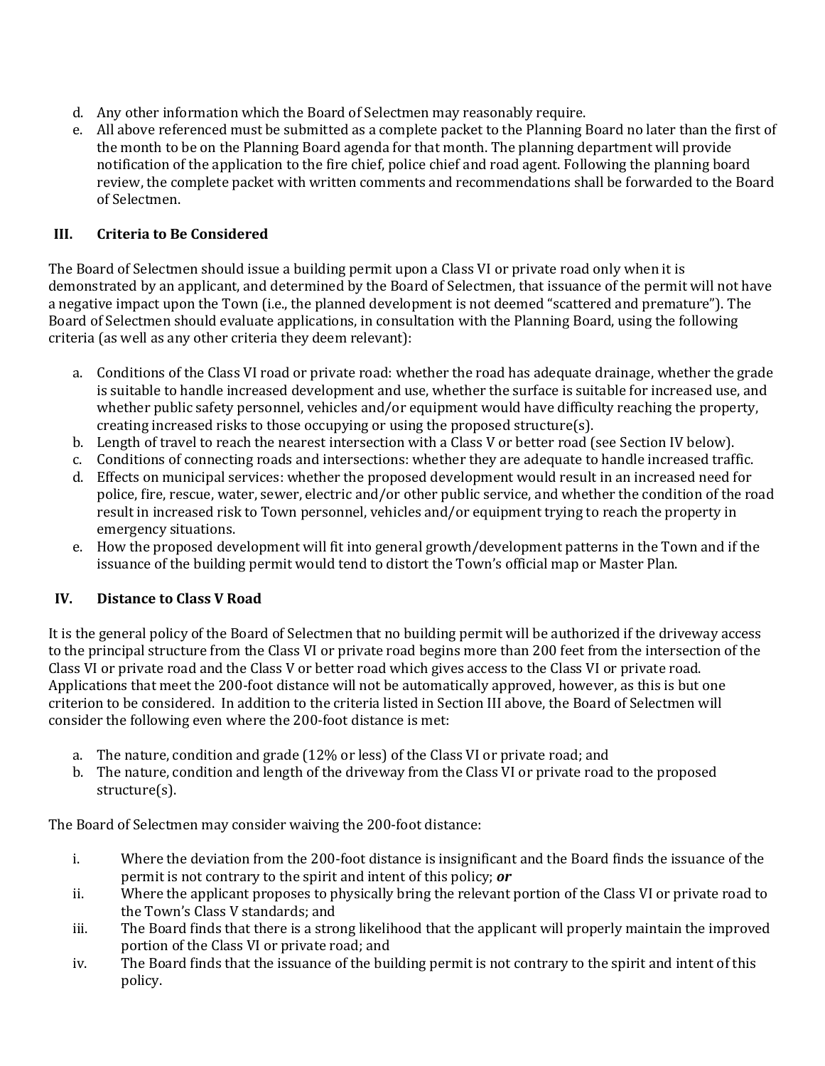d. Any other information which the Board of Selectmen may reasonably require.
e. All above referenced must be submitted as a complete packet to the Planning Board no later than the first of the month to be on the Planning Board agenda for that month. The planning department will provide notification of the application to the fire chief, police chief and road agent. Following the planning board review, the complete packet with written comments and recommendations shall be forwarded to the Board of Selectmen.

## III. Criteria to Be Considered

The Board of Selectmen should issue a building permit upon a Class VI or private road only when it is demonstrated by an applicant, and determined by the Board of Selectmen, that issuance of the permit will not have a negative impact upon the Town (i.e., the planned development is not deemed "scattered and premature"). The Board of Selectmen should evaluate applications, in consultation with the Planning Board, using the following criteria (as well as any other criteria they deem relevant):

a. Conditions of the Class VI road or private road: whether the road has adequate drainage, whether the grade is suitable to handle increased development and use, whether the surface is suitable for increased use, and whether public safety personnel, vehicles and/or equipment would have difficulty reaching the property, creating increased risks to those occupying or using the proposed structure(s).
b. Length of travel to reach the nearest intersection with a Class V or better road (see Section IV below).
c. Conditions of connecting roads and intersections: whether they are adequate to handle increased traffic.
d. Effects on municipal services: whether the proposed development would result in an increased need for police, fire, rescue, water, sewer, electric and/or other public service, and whether the condition of the road result in increased risk to Town personnel, vehicles and/or equipment trying to reach the property in emergency situations.
e. How the proposed development will fit into general growth/development patterns in the Town and if the issuance of the building permit would tend to distort the Town's official map or Master Plan.

## IV. Distance to Class V Road

It is the general policy of the Board of Selectmen that no building permit will be authorized if the driveway access to the principal structure from the Class VI or private road begins more than 200 feet from the intersection of the Class VI or private road and the Class V or better road which gives access to the Class VI or private road. Applications that meet the 200-foot distance will not be automatically approved, however, as this is but one criterion to be considered. In addition to the criteria listed in Section III above, the Board of Selectmen will consider the following even where the 200-foot distance is met:

a. The nature, condition and grade (12% or less) of the Class VI or private road; and
b. The nature, condition and length of the driveway from the Class VI or private road to the proposed structure(s).

The Board of Selectmen may consider waiving the 200-foot distance:

i. Where the deviation from the 200-foot distance is insignificant and the Board finds the issuance of the permit is not contrary to the spirit and intent of this policy; ***or***
ii. Where the applicant proposes to physically bring the relevant portion of the Class VI or private road to the Town's Class V standards; and
iii. The Board finds that there is a strong likelihood that the applicant will properly maintain the improved portion of the Class VI or private road; and
iv. The Board finds that the issuance of the building permit is not contrary to the spirit and intent of this policy.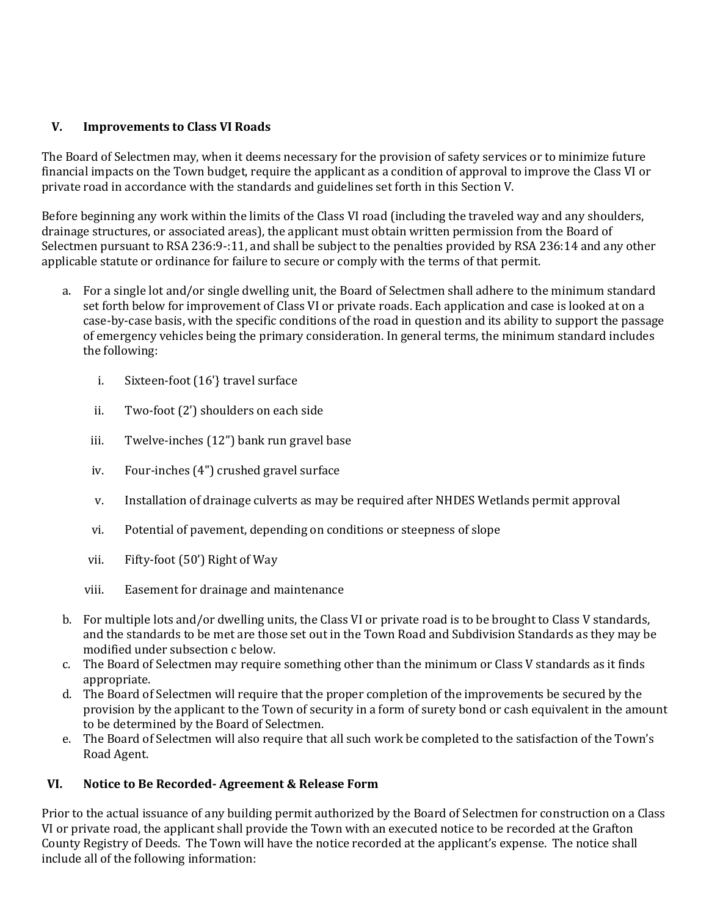## V. Improvements to Class VI Roads

The Board of Selectmen may, when it deems necessary for the provision of safety services or to minimize future financial impacts on the Town budget, require the applicant as a condition of approval to improve the Class VI or private road in accordance with the standards and guidelines set forth in this Section V.

Before beginning any work within the limits of the Class VI road (including the traveled way and any shoulders, drainage structures, or associated areas), the applicant must obtain written permission from the Board of Selectmen pursuant to RSA 236:9-:11, and shall be subject to the penalties provided by RSA 236:14 and any other applicable statute or ordinance for failure to secure or comply with the terms of that permit.

a. For a single lot and/or single dwelling unit, the Board of Selectmen shall adhere to the minimum standard set forth below for improvement of Class VI or private roads. Each application and case is looked at on a case-by-case basis, with the specific conditions of the road in question and its ability to support the passage of emergency vehicles being the primary consideration. In general terms, the minimum standard includes the following:

    i. Sixteen-foot (16'} travel surface

    ii. Two-foot (2') shoulders on each side

    iii. Twelve-inches (12") bank run gravel base

    iv. Four-inches (4") crushed gravel surface

    v. Installation of drainage culverts as may be required after NHDES Wetlands permit approval

    vi. Potential of pavement, depending on conditions or steepness of slope

    vii. Fifty-foot (50') Right of Way

    viii. Easement for drainage and maintenance

b. For multiple lots and/or dwelling units, the Class VI or private road is to be brought to Class V standards, and the standards to be met are those set out in the Town Road and Subdivision Standards as they may be modified under subsection c below.

c. The Board of Selectmen may require something other than the minimum or Class V standards as it finds appropriate.

d. The Board of Selectmen will require that the proper completion of the improvements be secured by the provision by the applicant to the Town of security in a form of surety bond or cash equivalent in the amount to be determined by the Board of Selectmen.

e. The Board of Selectmen will also require that all such work be completed to the satisfaction of the Town's Road Agent.

## VI. Notice to Be Recorded- Agreement & Release Form

Prior to the actual issuance of any building permit authorized by the Board of Selectmen for construction on a Class VI or private road, the applicant shall provide the Town with an executed notice to be recorded at the Grafton County Registry of Deeds. The Town will have the notice recorded at the applicant's expense. The notice shall include all of the following information: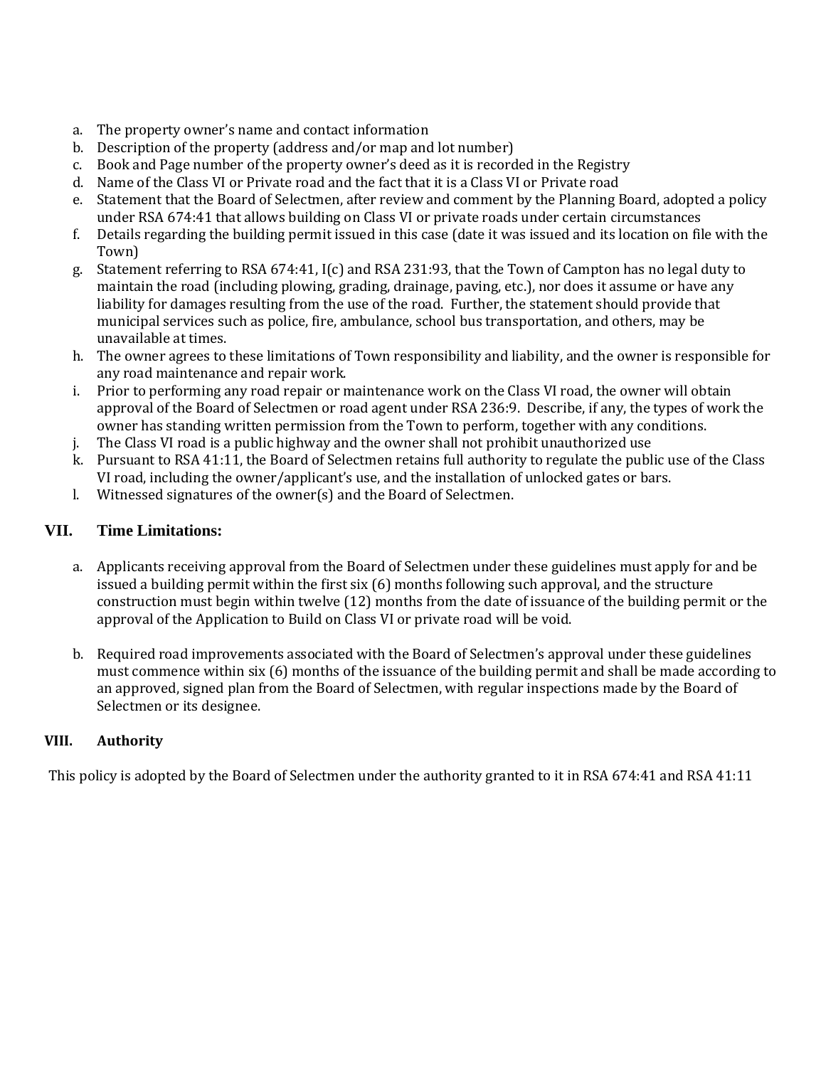a. The property owner's name and contact information
b. Description of the property (address and/or map and lot number)
c. Book and Page number of the property owner's deed as it is recorded in the Registry
d. Name of the Class VI or Private road and the fact that it is a Class VI or Private road
e. Statement that the Board of Selectmen, after review and comment by the Planning Board, adopted a policy under RSA 674:41 that allows building on Class VI or private roads under certain circumstances
f. Details regarding the building permit issued in this case (date it was issued and its location on file with the Town)
g. Statement referring to RSA 674:41, I(c) and RSA 231:93, that the Town of Campton has no legal duty to maintain the road (including plowing, grading, drainage, paving, etc.), nor does it assume or have any liability for damages resulting from the use of the road. Further, the statement should provide that municipal services such as police, fire, ambulance, school bus transportation, and others, may be unavailable at times.
h. The owner agrees to these limitations of Town responsibility and liability, and the owner is responsible for any road maintenance and repair work.
i. Prior to performing any road repair or maintenance work on the Class VI road, the owner will obtain approval of the Board of Selectmen or road agent under RSA 236:9. Describe, if any, the types of work the owner has standing written permission from the Town to perform, together with any conditions.
j. The Class VI road is a public highway and the owner shall not prohibit unauthorized use
k. Pursuant to RSA 41:11, the Board of Selectmen retains full authority to regulate the public use of the Class VI road, including the owner/applicant's use, and the installation of unlocked gates or bars.
l. Witnessed signatures of the owner(s) and the Board of Selectmen.

## VII. Time Limitations:

a. Applicants receiving approval from the Board of Selectmen under these guidelines must apply for and be issued a building permit within the first six (6) months following such approval, and the structure construction must begin within twelve (12) months from the date of issuance of the building permit or the approval of the Application to Build on Class VI or private road will be void.

b. Required road improvements associated with the Board of Selectmen's approval under these guidelines must commence within six (6) months of the issuance of the building permit and shall be made according to an approved, signed plan from the Board of Selectmen, with regular inspections made by the Board of Selectmen or its designee.

## VIII. Authority

This policy is adopted by the Board of Selectmen under the authority granted to it in RSA 674:41 and RSA 41:11